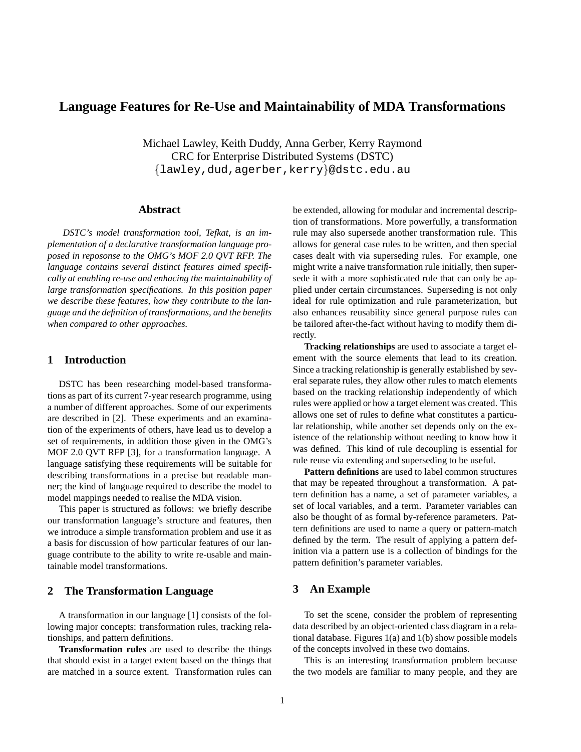# Language Features for Re-Use and Maintainability of MDA Transformations

Michael Lawley, Keith Duddy, Anna Gerber, Kerry Raymond
CRC for Enterprise Distributed Systems (DSTC)
{lawley,dud,agerber,kerry}@dstc.edu.au

## Abstract

*DSTC's model transformation tool, Tefkat, is an implementation of a declarative transformation language proposed in reposonse to the OMG's MOF 2.0 QVT RFP. The language contains several distinct features aimed specifically at enabling re-use and enhacing the maintainability of large transformation specifications. In this position paper we describe these features, how they contribute to the language and the definition of transformations, and the benefits when compared to other approaches.*

## 1 Introduction

DSTC has been researching model-based transformations as part of its current 7-year research programme, using a number of different approaches. Some of our experiments are described in [2]. These experiments and an examination of the experiments of others, have lead us to develop a set of requirements, in addition those given in the OMG's MOF 2.0 QVT RFP [3], for a transformation language. A language satisfying these requirements will be suitable for describing transformations in a precise but readable manner; the kind of language required to describe the model to model mappings needed to realise the MDA vision.

This paper is structured as follows: we briefly describe our transformation language's structure and features, then we introduce a simple transformation problem and use it as a basis for discussion of how particular features of our language contribute to the ability to write re-usable and maintainable model transformations.

## 2 The Transformation Language

A transformation in our language [1] consists of the following major concepts: transformation rules, tracking relationships, and pattern definitions.

**Transformation rules** are used to describe the things that should exist in a target extent based on the things that are matched in a source extent. Transformation rules can be extended, allowing for modular and incremental description of transformations. More powerfully, a transformation rule may also supersede another transformation rule. This allows for general case rules to be written, and then special cases dealt with via superseding rules. For example, one might write a naive transformation rule initially, then supersede it with a more sophisticated rule that can only be applied under certain circumstances. Superseding is not only ideal for rule optimization and rule parameterization, but also enhances reusability since general purpose rules can be tailored after-the-fact without having to modify them directly.

**Tracking relationships** are used to associate a target element with the source elements that lead to its creation. Since a tracking relationship is generally established by several separate rules, they allow other rules to match elements based on the tracking relationship independently of which rules were applied or how a target element was created. This allows one set of rules to define what constitutes a particular relationship, while another set depends only on the existence of the relationship without needing to know how it was defined. This kind of rule decoupling is essential for rule reuse via extending and superseding to be useful.

**Pattern definitions** are used to label common structures that may be repeated throughout a transformation. A pattern definition has a name, a set of parameter variables, a set of local variables, and a term. Parameter variables can also be thought of as formal by-reference parameters. Pattern definitions are used to name a query or pattern-match defined by the term. The result of applying a pattern definition via a pattern use is a collection of bindings for the pattern definition's parameter variables.

## 3 An Example

To set the scene, consider the problem of representing data described by an object-oriented class diagram in a relational database. Figures 1(a) and 1(b) show possible models of the concepts involved in these two domains.

This is an interesting transformation problem because the two models are familiar to many people, and they are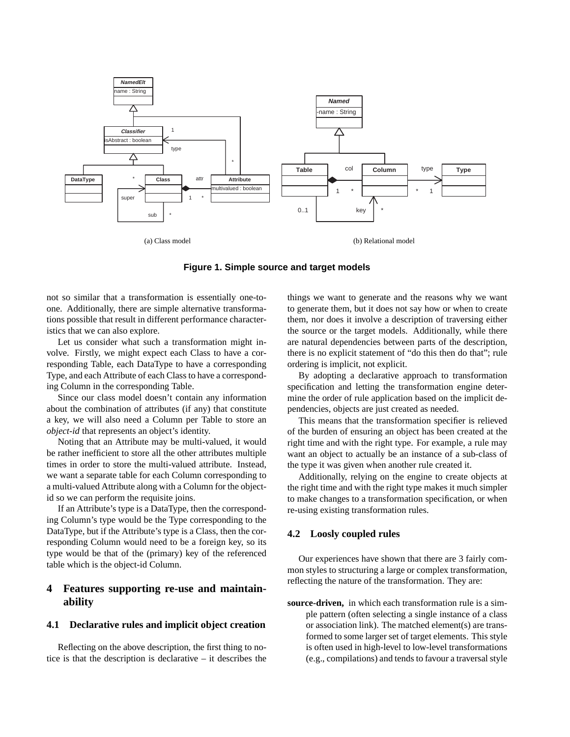(a) Class model

(b) Relational model

**Figure 1. Simple source and target models**

not so similar that a transformation is essentially one-to-one. Additionally, there are simple alternative transformations possible that result in different performance characteristics that we can also explore.

Let us consider what such a transformation might involve. Firstly, we might expect each Class to have a corresponding Table, each DataType to have a corresponding Type, and each Attribute of each Class to have a corresponding Column in the corresponding Table.

Since our class model doesn't contain any information about the combination of attributes (if any) that constitute a key, we will also need a Column per Table to store an *object-id* that represents an object's identity.

Noting that an Attribute may be multi-valued, it would be rather inefficient to store all the other attributes multiple times in order to store the multi-valued attribute. Instead, we want a separate table for each Column corresponding to a multi-valued Attribute along with a Column for the object-id so we can perform the requisite joins.

If an Attribute's type is a DataType, then the corresponding Column's type would be the Type corresponding to the DataType, but if the Attribute's type is a Class, then the corresponding Column would need to be a foreign key, so its type would be that of the (primary) key of the referenced table which is the object-id Column.

## 4 Features supporting re-use and maintainability

### 4.1 Declarative rules and implicit object creation

Reflecting on the above description, the first thing to notice is that the description is declarative – it describes the things we want to generate and the reasons why we want to generate them, but it does not say how or when to create them, nor does it involve a description of traversing either the source or the target models. Additionally, while there are natural dependencies between parts of the description, there is no explicit statement of "do this then do that"; rule ordering is implicit, not explicit.

By adopting a declarative approach to transformation specification and letting the transformation engine determine the order of rule application based on the implicit dependencies, objects are just created as needed.

This means that the transformation specifier is relieved of the burden of ensuring an object has been created at the right time and with the right type. For example, a rule may want an object to actually be an instance of a sub-class of the type it was given when another rule created it.

Additionally, relying on the engine to create objects at the right time and with the right type makes it much simpler to make changes to a transformation specification, or when re-using existing transformation rules.

### 4.2 Loosely coupled rules

Our experiences have shown that there are 3 fairly common styles to structuring a large or complex transformation, reflecting the nature of the transformation. They are:

**source-driven,** in which each transformation rule is a simple pattern (often selecting a single instance of a class or association link). The matched element(s) are transformed to some larger set of target elements. This style is often used in high-level to low-level transformations (e.g., compilations) and tends to favour a traversal style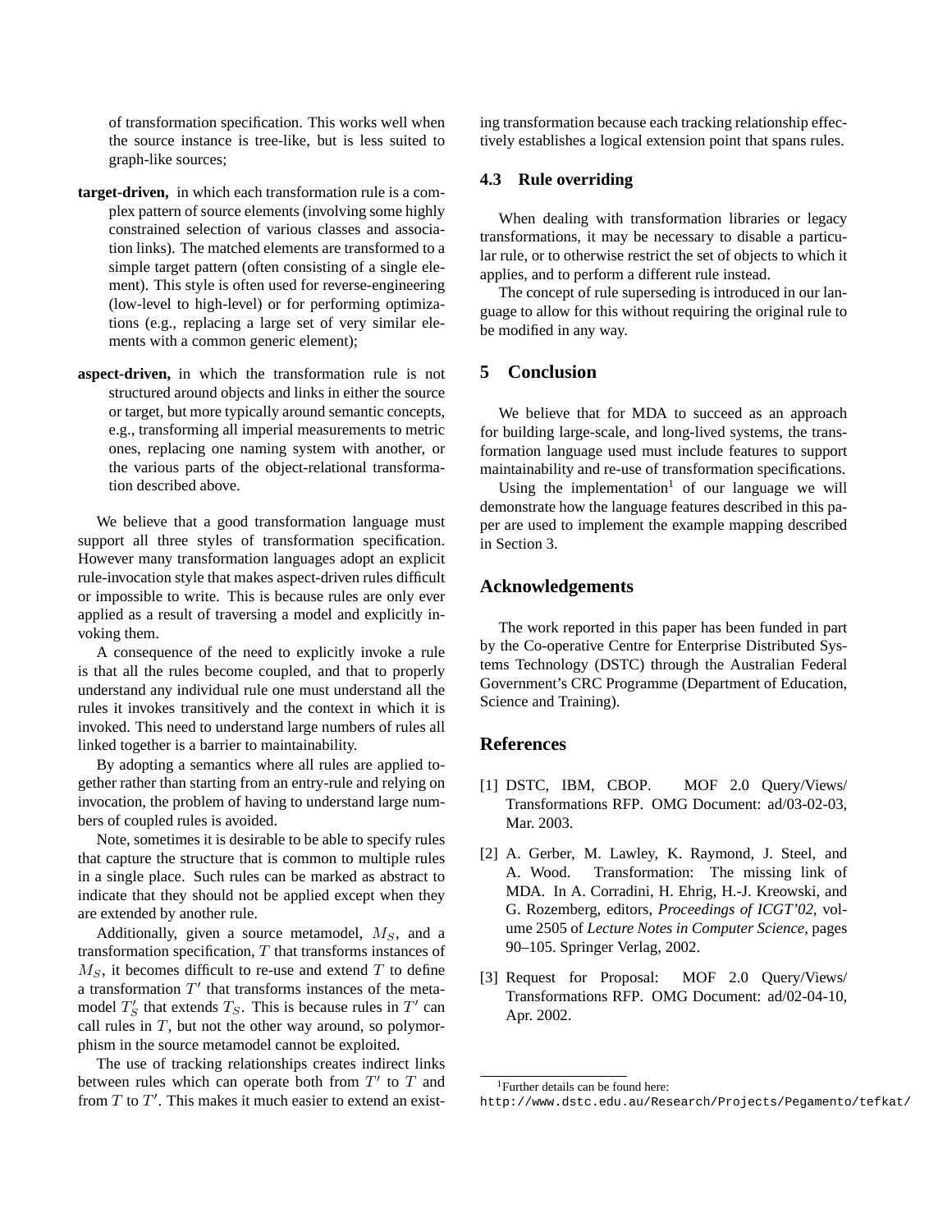of transformation specification. This works well when the source instance is tree-like, but is less suited to graph-like sources;

**target-driven,** in which each transformation rule is a complex pattern of source elements (involving some highly constrained selection of various classes and association links). The matched elements are transformed to a simple target pattern (often consisting of a single element). This style is often used for reverse-engineering (low-level to high-level) or for performing optimizations (e.g., replacing a large set of very similar elements with a common generic element);

**aspect-driven,** in which the transformation rule is not structured around objects and links in either the source or target, but more typically around semantic concepts, e.g., transforming all imperial measurements to metric ones, replacing one naming system with another, or the various parts of the object-relational transformation described above.

We believe that a good transformation language must support all three styles of transformation specification. However many transformation languages adopt an explicit rule-invocation style that makes aspect-driven rules difficult or impossible to write. This is because rules are only ever applied as a result of traversing a model and explicitly invoking them.

A consequence of the need to explicitly invoke a rule is that all the rules become coupled, and that to properly understand any individual rule one must understand all the rules it invokes transitively and the context in which it is invoked. This need to understand large numbers of rules all linked together is a barrier to maintainability.

By adopting a semantics where all rules are applied together rather than starting from an entry-rule and relying on invocation, the problem of having to understand large numbers of coupled rules is avoided.

Note, sometimes it is desirable to be able to specify rules that capture the structure that is common to multiple rules in a single place. Such rules can be marked as abstract to indicate that they should not be applied except when they are extended by another rule.

Additionally, given a source metamodel, $M_S$, and a transformation specification, $T$ that transforms instances of $M_S$, it becomes difficult to re-use and extend $T$ to define a transformation $T'$ that transforms instances of the metamodel $T'_S$ that extends $T_S$. This is because rules in $T'$ can call rules in $T$, but not the other way around, so polymorphism in the source metamodel cannot be exploited.

The use of tracking relationships creates indirect links between rules which can operate both from $T'$ to $T$ and from $T$ to $T'$. This makes it much easier to extend an existing transformation because each tracking relationship effectively establishes a logical extension point that spans rules.

### 4.3 Rule overriding

When dealing with transformation libraries or legacy transformations, it may be necessary to disable a particular rule, or to otherwise restrict the set of objects to which it applies, and to perform a different rule instead.

The concept of rule superseding is introduced in our language to allow for this without requiring the original rule to be modified in any way.

## 5 Conclusion

We believe that for MDA to succeed as an approach for building large-scale, and long-lived systems, the transformation language used must include features to support maintainability and re-use of transformation specifications.

Using the implementation[1] of our language we will demonstrate how the language features described in this paper are used to implement the example mapping described in Section 3.

## Acknowledgements

The work reported in this paper has been funded in part by the Co-operative Centre for Enterprise Distributed Systems Technology (DSTC) through the Australian Federal Government's CRC Programme (Department of Education, Science and Training).

## References

[1] DSTC, IBM, CBOP. MOF 2.0 Query/Views/ Transformations RFP. OMG Document: ad/03-02-03, Mar. 2003.

[2] A. Gerber, M. Lawley, K. Raymond, J. Steel, and A. Wood. Transformation: The missing link of MDA. In A. Corradini, H. Ehrig, H.-J. Kreowski, and G. Rozemberg, editors, *Proceedings of ICGT'02*, volume 2505 of *Lecture Notes in Computer Science*, pages 90–105. Springer Verlag, 2002.

[3] Request for Proposal: MOF 2.0 Query/Views/ Transformations RFP. OMG Document: ad/02-04-10, Apr. 2002.

[1] Further details can be found here: http://www.dstc.edu.au/Research/Projects/Pegamento/tefkat/